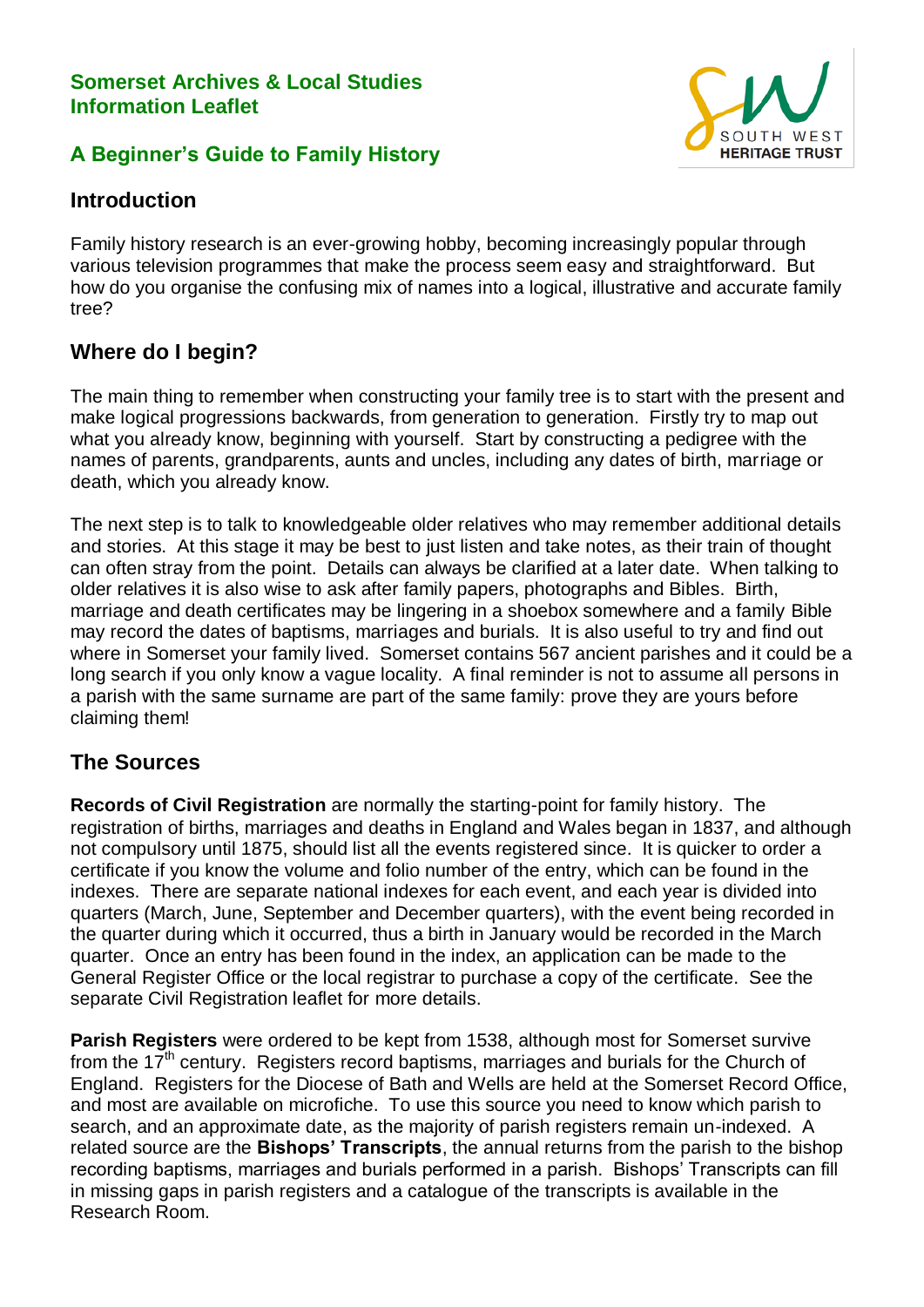**Somerset Archives & Local Studies**
**Information Leaflet**

# A Beginner's Guide to Family History

## Introduction

Family history research is an ever-growing hobby, becoming increasingly popular through various television programmes that make the process seem easy and straightforward. But how do you organise the confusing mix of names into a logical, illustrative and accurate family tree?

## Where do I begin?

The main thing to remember when constructing your family tree is to start with the present and make logical progressions backwards, from generation to generation. Firstly try to map out what you already know, beginning with yourself. Start by constructing a pedigree with the names of parents, grandparents, aunts and uncles, including any dates of birth, marriage or death, which you already know.

The next step is to talk to knowledgeable older relatives who may remember additional details and stories. At this stage it may be best to just listen and take notes, as their train of thought can often stray from the point. Details can always be clarified at a later date. When talking to older relatives it is also wise to ask after family papers, photographs and Bibles. Birth, marriage and death certificates may be lingering in a shoebox somewhere and a family Bible may record the dates of baptisms, marriages and burials. It is also useful to try and find out where in Somerset your family lived. Somerset contains 567 ancient parishes and it could be a long search if you only know a vague locality. A final reminder is not to assume all persons in a parish with the same surname are part of the same family: prove they are yours before claiming them!

## The Sources

**Records of Civil Registration** are normally the starting-point for family history. The registration of births, marriages and deaths in England and Wales began in 1837, and although not compulsory until 1875, should list all the events registered since. It is quicker to order a certificate if you know the volume and folio number of the entry, which can be found in the indexes. There are separate national indexes for each event, and each year is divided into quarters (March, June, September and December quarters), with the event being recorded in the quarter during which it occurred, thus a birth in January would be recorded in the March quarter. Once an entry has been found in the index, an application can be made to the General Register Office or the local registrar to purchase a copy of the certificate. See the separate Civil Registration leaflet for more details.

**Parish Registers** were ordered to be kept from 1538, although most for Somerset survive from the 17th century. Registers record baptisms, marriages and burials for the Church of England. Registers for the Diocese of Bath and Wells are held at the Somerset Record Office, and most are available on microfiche. To use this source you need to know which parish to search, and an approximate date, as the majority of parish registers remain un-indexed. A related source are the **Bishops' Transcripts**, the annual returns from the parish to the bishop recording baptisms, marriages and burials performed in a parish. Bishops' Transcripts can fill in missing gaps in parish registers and a catalogue of the transcripts is available in the Research Room.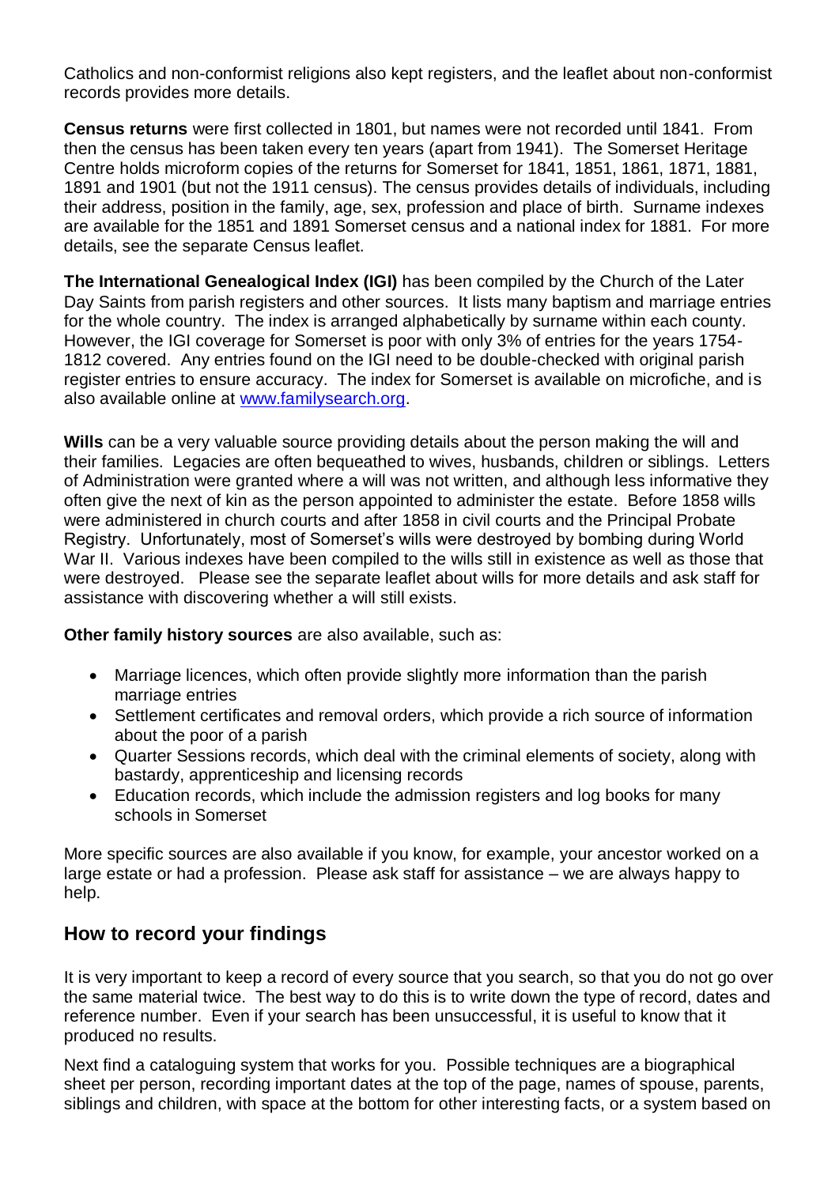Catholics and non-conformist religions also kept registers, and the leaflet about non-conformist records provides more details.

**Census returns** were first collected in 1801, but names were not recorded until 1841. From then the census has been taken every ten years (apart from 1941). The Somerset Heritage Centre holds microform copies of the returns for Somerset for 1841, 1851, 1861, 1871, 1881, 1891 and 1901 (but not the 1911 census). The census provides details of individuals, including their address, position in the family, age, sex, profession and place of birth. Surname indexes are available for the 1851 and 1891 Somerset census and a national index for 1881. For more details, see the separate Census leaflet.

**The International Genealogical Index (IGI)** has been compiled by the Church of the Later Day Saints from parish registers and other sources. It lists many baptism and marriage entries for the whole country. The index is arranged alphabetically by surname within each county. However, the IGI coverage for Somerset is poor with only 3% of entries for the years 1754-1812 covered. Any entries found on the IGI need to be double-checked with original parish register entries to ensure accuracy. The index for Somerset is available on microfiche, and is also available online at [www.familysearch.org](www.familysearch.org).

**Wills** can be a very valuable source providing details about the person making the will and their families. Legacies are often bequeathed to wives, husbands, children or siblings. Letters of Administration were granted where a will was not written, and although less informative they often give the next of kin as the person appointed to administer the estate. Before 1858 wills were administered in church courts and after 1858 in civil courts and the Principal Probate Registry. Unfortunately, most of Somerset's wills were destroyed by bombing during World War II. Various indexes have been compiled to the wills still in existence as well as those that were destroyed. Please see the separate leaflet about wills for more details and ask staff for assistance with discovering whether a will still exists.

**Other family history sources** are also available, such as:

- Marriage licences, which often provide slightly more information than the parish marriage entries
- Settlement certificates and removal orders, which provide a rich source of information about the poor of a parish
- Quarter Sessions records, which deal with the criminal elements of society, along with bastardy, apprenticeship and licensing records
- Education records, which include the admission registers and log books for many schools in Somerset

More specific sources are also available if you know, for example, your ancestor worked on a large estate or had a profession. Please ask staff for assistance – we are always happy to help.

## How to record your findings

It is very important to keep a record of every source that you search, so that you do not go over the same material twice. The best way to do this is to write down the type of record, dates and reference number. Even if your search has been unsuccessful, it is useful to know that it produced no results.

Next find a cataloguing system that works for you. Possible techniques are a biographical sheet per person, recording important dates at the top of the page, names of spouse, parents, siblings and children, with space at the bottom for other interesting facts, or a system based on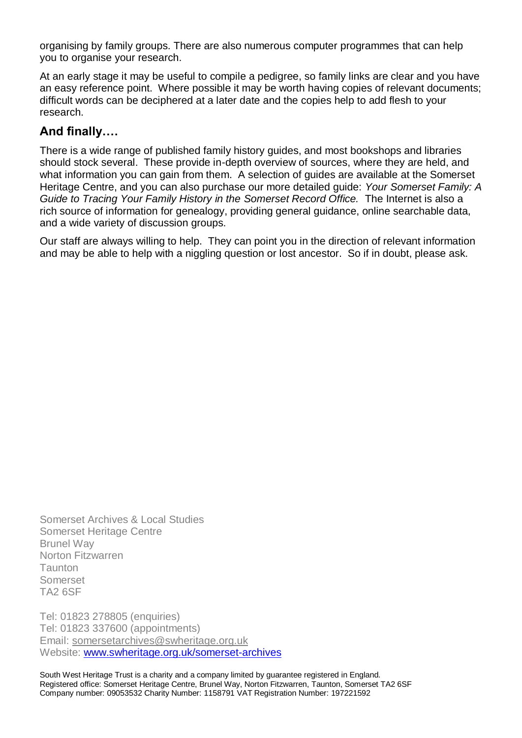organising by family groups. There are also numerous computer programmes that can help you to organise your research.

At an early stage it may be useful to compile a pedigree, so family links are clear and you have an easy reference point. Where possible it may be worth having copies of relevant documents; difficult words can be deciphered at a later date and the copies help to add flesh to your research.

## And finally….

There is a wide range of published family history guides, and most bookshops and libraries should stock several. These provide in-depth overview of sources, where they are held, and what information you can gain from them. A selection of guides are available at the Somerset Heritage Centre, and you can also purchase our more detailed guide: *Your Somerset Family: A Guide to Tracing Your Family History in the Somerset Record Office.* The Internet is also a rich source of information for genealogy, providing general guidance, online searchable data, and a wide variety of discussion groups.

Our staff are always willing to help. They can point you in the direction of relevant information and may be able to help with a niggling question or lost ancestor. So if in doubt, please ask.

Somerset Archives & Local Studies
Somerset Heritage Centre
Brunel Way
Norton Fitzwarren
Taunton
Somerset
TA2 6SF

Tel: 01823 278805 (enquiries)
Tel: 01823 337600 (appointments)
Email: somersetarchives@swheritage.org.uk
Website: www.swheritage.org.uk/somerset-archives

South West Heritage Trust is a charity and a company limited by guarantee registered in England.
Registered office: Somerset Heritage Centre, Brunel Way, Norton Fitzwarren, Taunton, Somerset TA2 6SF
Company number: 09053532 Charity Number: 1158791 VAT Registration Number: 197221592